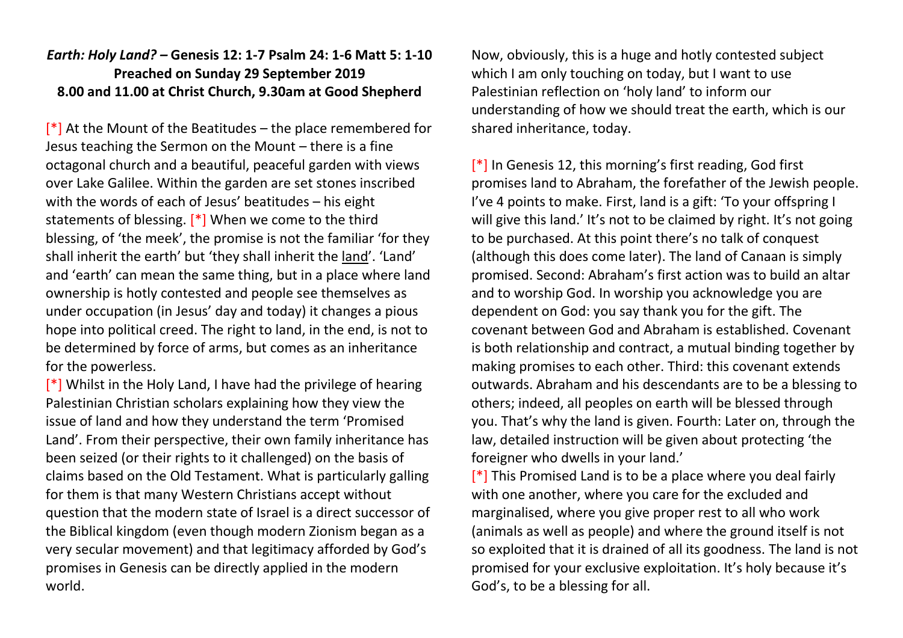***Earth: Holy Land?* – Genesis 12: 1-7 Psalm 24: 1-6 Matt 5: 1-10**
**Preached on Sunday 29 September 2019**
**8.00 and 11.00 at Christ Church, 9.30am at Good Shepherd**

[*] At the Mount of the Beatitudes – the place remembered for Jesus teaching the Sermon on the Mount – there is a fine octagonal church and a beautiful, peaceful garden with views over Lake Galilee. Within the garden are set stones inscribed with the words of each of Jesus' beatitudes – his eight statements of blessing. [*] When we come to the third blessing, of 'the meek', the promise is not the familiar 'for they shall inherit the earth' but 'they shall inherit the land'. 'Land' and 'earth' can mean the same thing, but in a place where land ownership is hotly contested and people see themselves as under occupation (in Jesus' day and today) it changes a pious hope into political creed. The right to land, in the end, is not to be determined by force of arms, but comes as an inheritance for the powerless.

[*] Whilst in the Holy Land, I have had the privilege of hearing Palestinian Christian scholars explaining how they view the issue of land and how they understand the term 'Promised Land'. From their perspective, their own family inheritance has been seized (or their rights to it challenged) on the basis of claims based on the Old Testament. What is particularly galling for them is that many Western Christians accept without question that the modern state of Israel is a direct successor of the Biblical kingdom (even though modern Zionism began as a very secular movement) and that legitimacy afforded by God's promises in Genesis can be directly applied in the modern world.

Now, obviously, this is a huge and hotly contested subject which I am only touching on today, but I want to use Palestinian reflection on 'holy land' to inform our understanding of how we should treat the earth, which is our shared inheritance, today.

[*] In Genesis 12, this morning's first reading, God first promises land to Abraham, the forefather of the Jewish people. I've 4 points to make. First, land is a gift: 'To your offspring I will give this land.' It's not to be claimed by right. It's not going to be purchased. At this point there's no talk of conquest (although this does come later). The land of Canaan is simply promised. Second: Abraham's first action was to build an altar and to worship God. In worship you acknowledge you are dependent on God: you say thank you for the gift. The covenant between God and Abraham is established. Covenant is both relationship and contract, a mutual binding together by making promises to each other. Third: this covenant extends outwards. Abraham and his descendants are to be a blessing to others; indeed, all peoples on earth will be blessed through you. That's why the land is given. Fourth: Later on, through the law, detailed instruction will be given about protecting 'the foreigner who dwells in your land.'

[*] This Promised Land is to be a place where you deal fairly with one another, where you care for the excluded and marginalised, where you give proper rest to all who work (animals as well as people) and where the ground itself is not so exploited that it is drained of all its goodness. The land is not promised for your exclusive exploitation. It's holy because it's God's, to be a blessing for all.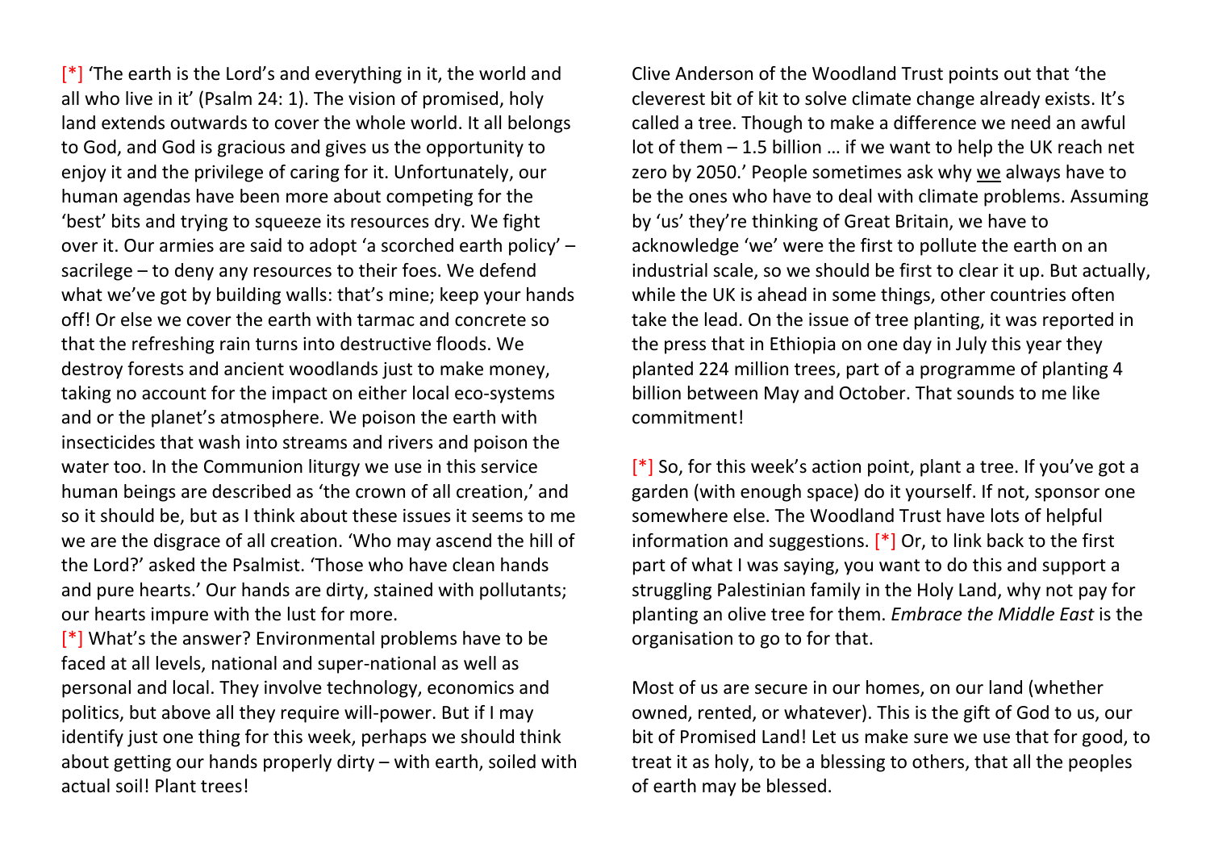[*] 'The earth is the Lord's and everything in it, the world and all who live in it' (Psalm 24: 1). The vision of promised, holy land extends outwards to cover the whole world. It all belongs to God, and God is gracious and gives us the opportunity to enjoy it and the privilege of caring for it. Unfortunately, our human agendas have been more about competing for the 'best' bits and trying to squeeze its resources dry. We fight over it. Our armies are said to adopt 'a scorched earth policy' – sacrilege – to deny any resources to their foes. We defend what we've got by building walls: that's mine; keep your hands off! Or else we cover the earth with tarmac and concrete so that the refreshing rain turns into destructive floods. We destroy forests and ancient woodlands just to make money, taking no account for the impact on either local eco-systems and or the planet's atmosphere. We poison the earth with insecticides that wash into streams and rivers and poison the water too. In the Communion liturgy we use in this service human beings are described as 'the crown of all creation,' and so it should be, but as I think about these issues it seems to me we are the disgrace of all creation. 'Who may ascend the hill of the Lord?' asked the Psalmist. 'Those who have clean hands and pure hearts.' Our hands are dirty, stained with pollutants; our hearts impure with the lust for more.

[*] What's the answer? Environmental problems have to be faced at all levels, national and super-national as well as personal and local. They involve technology, economics and politics, but above all they require will-power. But if I may identify just one thing for this week, perhaps we should think about getting our hands properly dirty – with earth, soiled with actual soil! Plant trees!

Clive Anderson of the Woodland Trust points out that 'the cleverest bit of kit to solve climate change already exists. It's called a tree. Though to make a difference we need an awful lot of them – 1.5 billion … if we want to help the UK reach net zero by 2050.' People sometimes ask why <u>we</u> always have to be the ones who have to deal with climate problems. Assuming by 'us' they're thinking of Great Britain, we have to acknowledge 'we' were the first to pollute the earth on an industrial scale, so we should be first to clear it up. But actually, while the UK is ahead in some things, other countries often take the lead. On the issue of tree planting, it was reported in the press that in Ethiopia on one day in July this year they planted 224 million trees, part of a programme of planting 4 billion between May and October. That sounds to me like commitment!

[*] So, for this week's action point, plant a tree. If you've got a garden (with enough space) do it yourself. If not, sponsor one somewhere else. The Woodland Trust have lots of helpful information and suggestions. [*] Or, to link back to the first part of what I was saying, you want to do this and support a struggling Palestinian family in the Holy Land, why not pay for planting an olive tree for them. *Embrace the Middle East* is the organisation to go to for that.

Most of us are secure in our homes, on our land (whether owned, rented, or whatever). This is the gift of God to us, our bit of Promised Land! Let us make sure we use that for good, to treat it as holy, to be a blessing to others, that all the peoples of earth may be blessed.